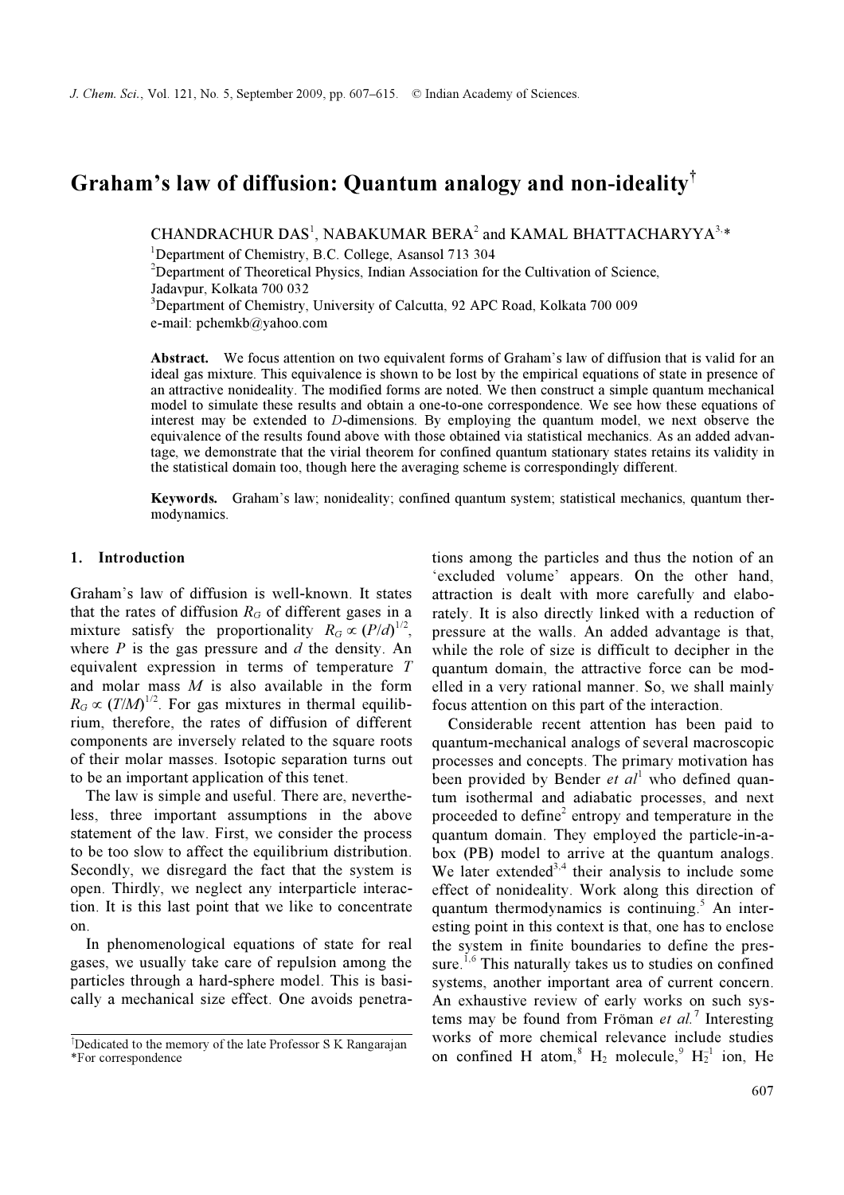# Graham's law of diffusion: Quantum analogy and non-ideality[†]

CHANDRACHUR DAS[1], NABAKUMAR BERA[2] and KAMAL BHATTACHARYYA[3,*]

[1]Department of Chemistry, B.C. College, Asansol 713 304

[2]Department of Theoretical Physics, Indian Association for the Cultivation of Science, Jadavpur, Kolkata 700 032

[3]Department of Chemistry, University of Calcutta, 92 APC Road, Kolkata 700 009

e-mail: pchemkb@yahoo.com

**Abstract.** We focus attention on two equivalent forms of Graham's law of diffusion that is valid for an ideal gas mixture. This equivalence is shown to be lost by the empirical equations of state in presence of an attractive nonideality. The modified forms are noted. We then construct a simple quantum mechanical model to simulate these results and obtain a one-to-one correspondence. We see how these equations of interest may be extended to $D$-dimensions. By employing the quantum model, we next observe the equivalence of the results found above with those obtained via statistical mechanics. As an added advantage, we demonstrate that the virial theorem for confined quantum stationary states retains its validity in the statistical domain too, though here the averaging scheme is correspondingly different.

**Keywords.** Graham's law; nonideality; confined quantum system; statistical mechanics, quantum thermodynamics.

## 1. Introduction

Graham's law of diffusion is well-known. It states that the rates of diffusion $R_G$ of different gases in a mixture satisfy the proportionality $R_G \propto (P/d)^{1/2}$, where $P$ is the gas pressure and $d$ the density. An equivalent expression in terms of temperature $T$ and molar mass $M$ is also available in the form $R_G \propto (T/M)^{1/2}$. For gas mixtures in thermal equilibrium, therefore, the rates of diffusion of different components are inversely related to the square roots of their molar masses. Isotopic separation turns out to be an important application of this tenet.

The law is simple and useful. There are, nevertheless, three important assumptions in the above statement of the law. First, we consider the process to be too slow to affect the equilibrium distribution. Secondly, we disregard the fact that the system is open. Thirdly, we neglect any interparticle interaction. It is this last point that we like to concentrate on.

In phenomenological equations of state for real gases, we usually take care of repulsion among the particles through a hard-sphere model. This is basically a mechanical size effect. One avoids penetrations among the particles and thus the notion of an 'excluded volume' appears. On the other hand, attraction is dealt with more carefully and elaborately. It is also directly linked with a reduction of pressure at the walls. An added advantage is that, while the role of size is difficult to decipher in the quantum domain, the attractive force can be modelled in a very rational manner. So, we shall mainly focus attention on this part of the interaction.

Considerable recent attention has been paid to quantum-mechanical analogs of several macroscopic processes and concepts. The primary motivation has been provided by Bender *et al*[1] who defined quantum isothermal and adiabatic processes, and next proceeded to define[2] entropy and temperature in the quantum domain. They employed the particle-in-a-box (PB) model to arrive at the quantum analogs. We later extended[3,4] their analysis to include some effect of nonideality. Work along this direction of quantum thermodynamics is continuing.[5] An interesting point in this context is that, one has to enclose the system in finite boundaries to define the pressure.[1,6] This naturally takes us to studies on confined systems, another important area of current concern. An exhaustive review of early works on such systems may be found from Fröman *et al.*[7] Interesting works of more chemical relevance include studies on confined H atom,[8] $H_2$ molecule,[9] $H_2^{+1}$ ion, He

---

[†]Dedicated to the memory of the late Professor S K Rangarajan

*For correspondence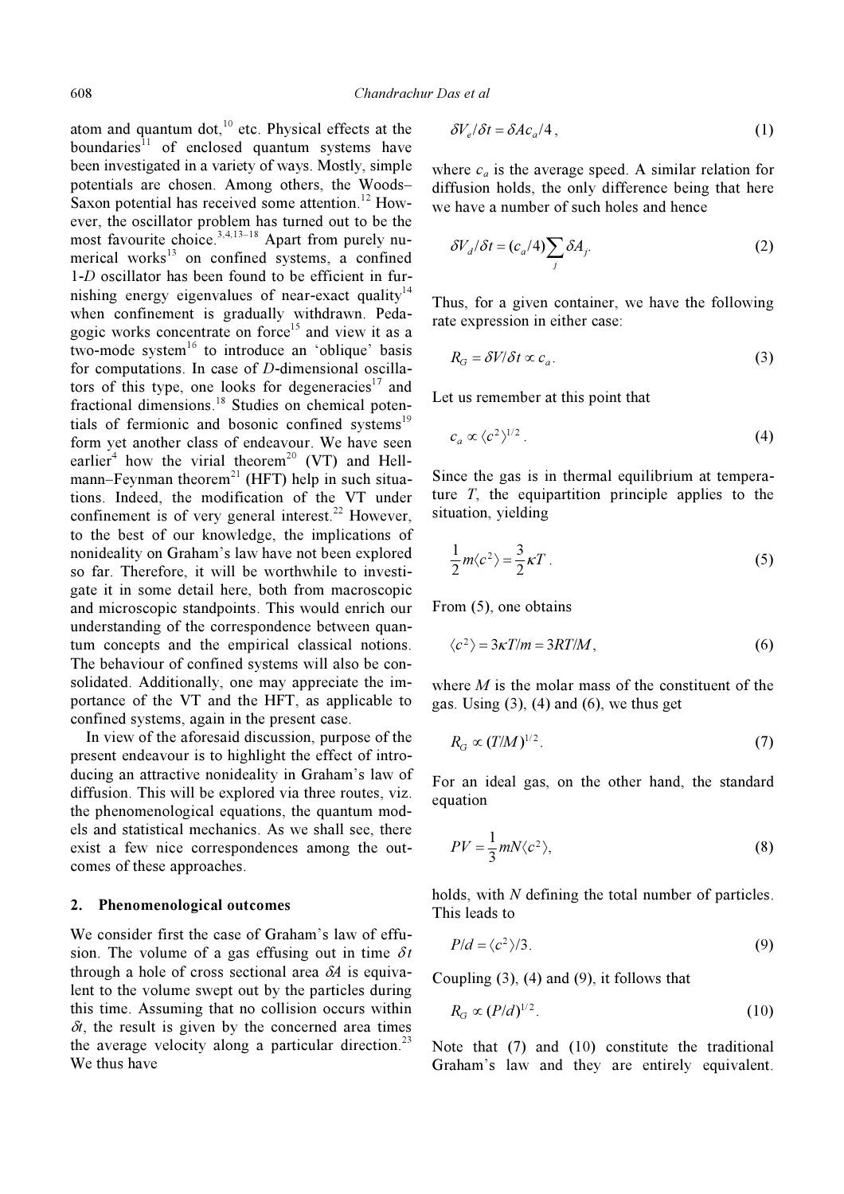atom and quantum dot,[10] etc. Physical effects at the boundaries[11] of enclosed quantum systems have been investigated in a variety of ways. Mostly, simple potentials are chosen. Among others, the Woods–Saxon potential has received some attention.[12] However, the oscillator problem has turned out to be the most favourite choice.[3,4,13–18] Apart from purely numerical works[13] on confined systems, a confined 1-*D* oscillator has been found to be efficient in furnishing energy eigenvalues of near-exact quality[14] when confinement is gradually withdrawn. Pedagogic works concentrate on force[15] and view it as a two-mode system[16] to introduce an 'oblique' basis for computations. In case of *D*-dimensional oscillators of this type, one looks for degeneracies[17] and fractional dimensions.[18] Studies on chemical potentials of fermionic and bosonic confined systems[19] form yet another class of endeavour. We have seen earlier[4] how the virial theorem[20] (VT) and Hellmann–Feynman theorem[21] (HFT) help in such situations. Indeed, the modification of the VT under confinement is of very general interest.[22] However, to the best of our knowledge, the implications of nonideality on Graham's law have not been explored so far. Therefore, it will be worthwhile to investigate it in some detail here, both from macroscopic and microscopic standpoints. This would enrich our understanding of the correspondence between quantum concepts and the empirical classical notions. The behaviour of confined systems will also be consolidated. Additionally, one may appreciate the importance of the VT and the HFT, as applicable to confined systems, again in the present case.

In view of the aforesaid discussion, purpose of the present endeavour is to highlight the effect of introducing an attractive nonideality in Graham's law of diffusion. This will be explored via three routes, viz. the phenomenological equations, the quantum models and statistical mechanics. As we shall see, there exist a few nice correspondences among the outcomes of these approaches.

## 2. Phenomenological outcomes

We consider first the case of Graham's law of effusion. The volume of a gas effusing out in time $\delta t$ through a hole of cross sectional area $\delta A$ is equivalent to the volume swept out by the particles during this time. Assuming that no collision occurs within $\delta t$, the result is given by the concerned area times the average velocity along a particular direction.[23] We thus have

$$\delta V_e/\delta t = \delta A c_a/4\,, \tag{1}$$

where $c_a$ is the average speed. A similar relation for diffusion holds, the only difference being that here we have a number of such holes and hence

$$\delta V_d/\delta t = (c_a/4)\sum_j \delta A_j. \tag{2}$$

Thus, for a given container, we have the following rate expression in either case:

$$R_G = \delta V/\delta t \propto c_a. \tag{3}$$

Let us remember at this point that

$$c_a \propto \langle c^2\rangle^{1/2}. \tag{4}$$

Since the gas is in thermal equilibrium at temperature $T$, the equipartition principle applies to the situation, yielding

$$\frac{1}{2}m\langle c^2\rangle = \frac{3}{2}\kappa T. \tag{5}$$

From (5), one obtains

$$\langle c^2\rangle = 3\kappa T/m = 3RT/M, \tag{6}$$

where $M$ is the molar mass of the constituent of the gas. Using (3), (4) and (6), we thus get

$$R_G \propto (T/M)^{1/2}. \tag{7}$$

For an ideal gas, on the other hand, the standard equation

$$PV = \frac{1}{3}mN\langle c^2\rangle, \tag{8}$$

holds, with $N$ defining the total number of particles. This leads to

$$P/d = \langle c^2\rangle/3. \tag{9}$$

Coupling (3), (4) and (9), it follows that

$$R_G \propto (P/d)^{1/2}. \tag{10}$$

Note that (7) and (10) constitute the traditional Graham's law and they are entirely equivalent.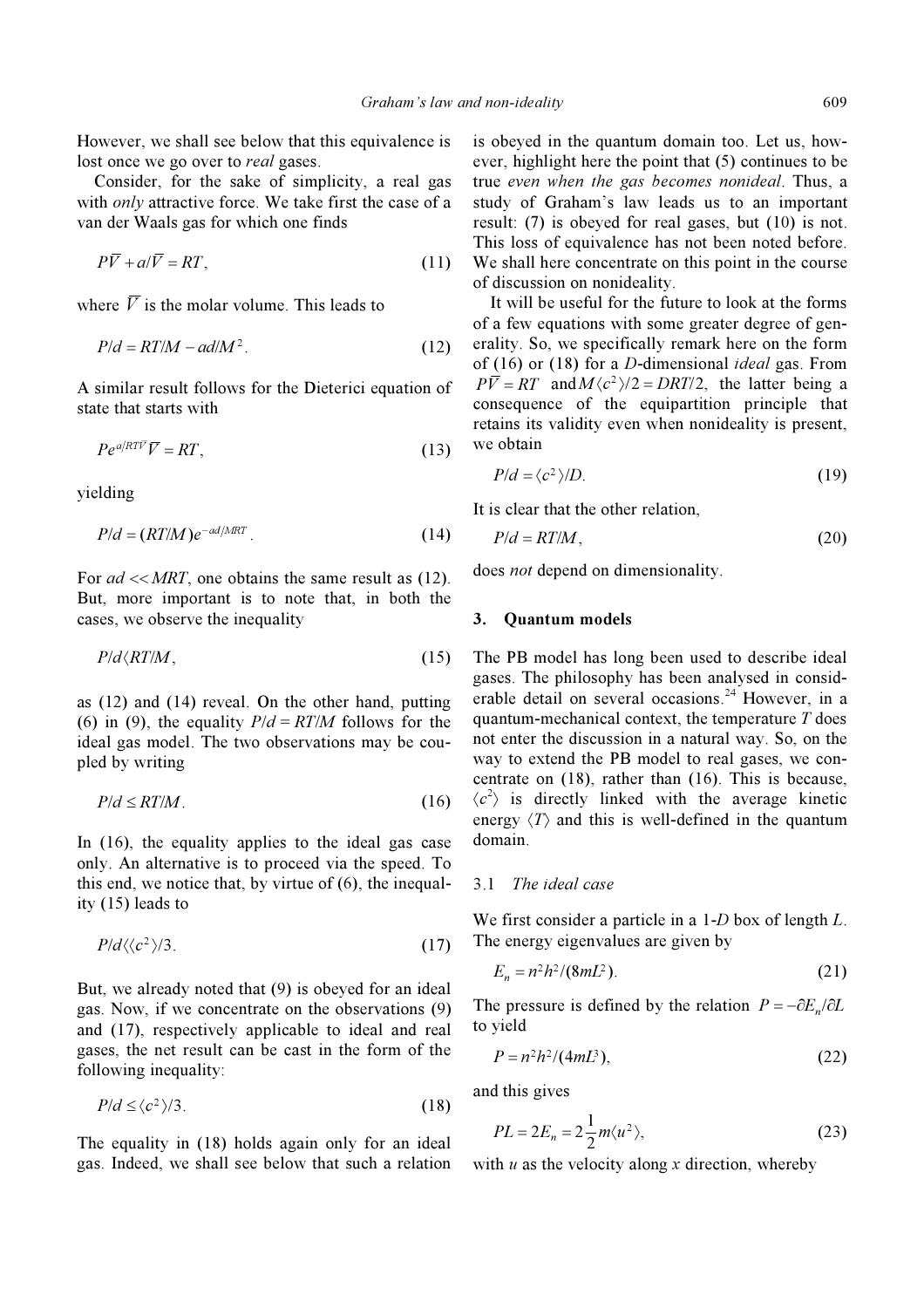However, we shall see below that this equivalence is lost once we go over to *real* gases.

Consider, for the sake of simplicity, a real gas with *only* attractive force. We take first the case of a van der Waals gas for which one finds

$$P\bar{V} + a/\bar{V} = RT, \tag{11}$$

where $\bar{V}$ is the molar volume. This leads to

$$P/d = RT/M - ad/M^2. \tag{12}$$

A similar result follows for the Dieterici equation of state that starts with

$$Pe^{a/RT\bar{V}}\bar{V} = RT, \tag{13}$$

yielding

$$P/d = (RT/M)e^{-ad/MRT}. \tag{14}$$

For $ad << MRT$, one obtains the same result as (12). But, more important is to note that, in both the cases, we observe the inequality

$$P/d < RT/M, \tag{15}$$

as (12) and (14) reveal. On the other hand, putting (6) in (9), the equality $P/d = RT/M$ follows for the ideal gas model. The two observations may be coupled by writing

$$P/d \le RT/M. \tag{16}$$

In (16), the equality applies to the ideal gas case only. An alternative is to proceed via the speed. To this end, we notice that, by virtue of (6), the inequality (15) leads to

$$P/d < \langle c^2 \rangle/3. \tag{17}$$

But, we already noted that (9) is obeyed for an ideal gas. Now, if we concentrate on the observations (9) and (17), respectively applicable to ideal and real gases, the net result can be cast in the form of the following inequality:

$$P/d \le \langle c^2 \rangle/3. \tag{18}$$

The equality in (18) holds again only for an ideal gas. Indeed, we shall see below that such a relation is obeyed in the quantum domain too. Let us, however, highlight here the point that (5) continues to be true *even when the gas becomes nonideal*. Thus, a study of Graham's law leads us to an important result: (7) is obeyed for real gases, but (10) is not. This loss of equivalence has not been noted before. We shall here concentrate on this point in the course of discussion on nonideality.

It will be useful for the future to look at the forms of a few equations with some greater degree of generality. So, we specifically remark here on the form of (16) or (18) for a $D$-dimensional *ideal* gas. From $P\bar{V} = RT$ and $M\langle c^2 \rangle/2 = DRT/2$, the latter being a consequence of the equipartition principle that retains its validity even when nonideality is present, we obtain

$$P/d = \langle c^2 \rangle/D. \tag{19}$$

It is clear that the other relation,

$$P/d = RT/M, \tag{20}$$

does *not* depend on dimensionality.

## 3. Quantum models

The PB model has long been used to describe ideal gases. The philosophy has been analysed in considerable detail on several occasions.[24] However, in a quantum-mechanical context, the temperature $T$ does not enter the discussion in a natural way. So, on the way to extend the PB model to real gases, we concentrate on (18), rather than (16). This is because, $\langle c^2 \rangle$ is directly linked with the average kinetic energy $\langle T \rangle$ and this is well-defined in the quantum domain.

### 3.1 *The ideal case*

We first consider a particle in a 1-$D$ box of length $L$. The energy eigenvalues are given by

$$E_n = n^2h^2/(8mL^2). \tag{21}$$

The pressure is defined by the relation $P = -\partial E_n/\partial L$ to yield

$$P = n^2h^2/(4mL^3), \tag{22}$$

and this gives

$$PL = 2E_n = 2\frac{1}{2}m\langle u^2 \rangle, \tag{23}$$

with $u$ as the velocity along $x$ direction, whereby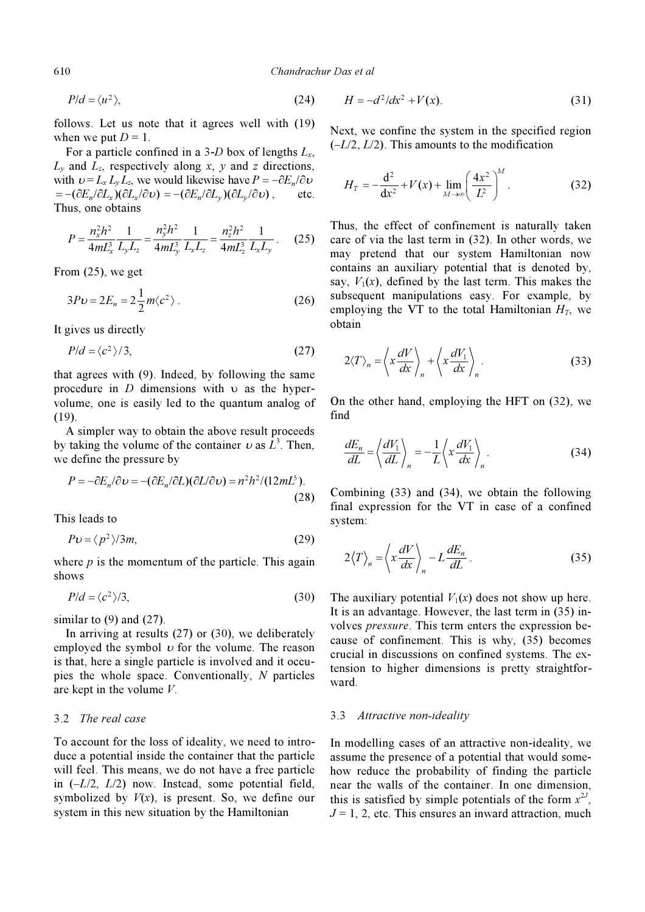$$P/d = \langle u^2 \rangle, \tag{24}$$

follows. Let us note that it agrees well with (19) when we put $D = 1$.

For a particle confined in a 3-$D$ box of lengths $L_x$, $L_y$ and $L_z$, respectively along $x$, $y$ and $z$ directions, with $\upsilon = L_x L_y L_z$, we would likewise have $P = -\partial E_n/\partial\upsilon = -(\partial E_n/\partial L_x)(\partial L_x/\partial\upsilon) = -(\partial E_n/\partial L_y)(\partial L_y/\partial\upsilon)$, etc. Thus, one obtains

$$P = \frac{n_x^2 h^2}{4mL_x^3}\frac{1}{L_y L_z} = \frac{n_y^2 h^2}{4mL_y^3}\frac{1}{L_x L_z} = \frac{n_z^2 h^2}{4mL_z^3}\frac{1}{L_x L_y}. \tag{25}$$

From (25), we get

$$3P\upsilon = 2E_n = 2\frac{1}{2}m\langle c^2\rangle. \tag{26}$$

It gives us directly

$$P/d = \langle c^2\rangle/3, \tag{27}$$

that agrees with (9). Indeed, by following the same procedure in $D$ dimensions with $\upsilon$ as the hyper-volume, one is easily led to the quantum analog of (19).

A simpler way to obtain the above result proceeds by taking the volume of the container $\upsilon$ as $L^3$. Then, we define the pressure by

$$P = -\partial E_n/\partial\upsilon = -(\partial E_n/\partial L)(\partial L/\partial\upsilon) = n^2h^2/(12mL^5). \tag{28}$$

This leads to

$$P\upsilon = \langle p^2\rangle/3m, \tag{29}$$

where $p$ is the momentum of the particle. This again shows

$$P/d = \langle c^2\rangle/3, \tag{30}$$

similar to (9) and (27).

In arriving at results (27) or (30), we deliberately employed the symbol $\upsilon$ for the volume. The reason is that, here a single particle is involved and it occupies the whole space. Conventionally, $N$ particles are kept in the volume $V$.

### 3.2 *The real case*

To account for the loss of ideality, we need to introduce a potential inside the container that the particle will feel. This means, we do not have a free particle in $(-L/2, L/2)$ now. Instead, some potential field, symbolized by $V(x)$, is present. So, we define our system in this new situation by the Hamiltonian

$$H = -d^2/dx^2 + V(x). \tag{31}$$

Next, we confine the system in the specified region $(-L/2, L/2)$. This amounts to the modification

$$H_T = -\frac{\mathrm{d}^2}{\mathrm{d}x^2} + V(x) + \lim_{M\to\infty}\left(\frac{4x^2}{L^2}\right)^M. \tag{32}$$

Thus, the effect of confinement is naturally taken care of via the last term in (32). In other words, we may pretend that our system Hamiltonian now contains an auxiliary potential that is denoted by, say, $V_1(x)$, defined by the last term. This makes the subsequent manipulations easy. For example, by employing the VT to the total Hamiltonian $H_T$, we obtain

$$2\langle T\rangle_n = \left\langle x\frac{dV}{dx}\right\rangle_n + \left\langle x\frac{dV_1}{dx}\right\rangle_n. \tag{33}$$

On the other hand, employing the HFT on (32), we find

$$\frac{dE_n}{dL} = \left\langle\frac{dV_1}{dL}\right\rangle_n = -\frac{1}{L}\left\langle x\frac{dV_1}{dx}\right\rangle_n. \tag{34}$$

Combining (33) and (34), we obtain the following final expression for the VT in case of a confined system:

$$2\langle T\rangle_n = \left\langle x\frac{dV}{dx}\right\rangle_n - L\frac{dE_n}{dL}. \tag{35}$$

The auxiliary potential $V_1(x)$ does not show up here. It is an advantage. However, the last term in (35) involves *pressure*. This term enters the expression because of confinement. This is why, (35) becomes crucial in discussions on confined systems. The extension to higher dimensions is pretty straightforward.

### 3.3 *Attractive non-ideality*

In modelling cases of an attractive non-ideality, we assume the presence of a potential that would somehow reduce the probability of finding the particle near the walls of the container. In one dimension, this is satisfied by simple potentials of the form $x^{2J}$, $J = 1, 2$, etc. This ensures an inward attraction, much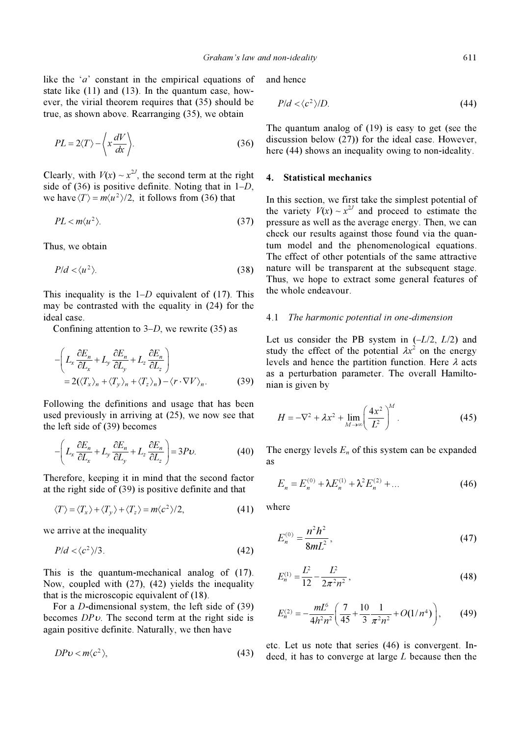like the '*a*' constant in the empirical equations of state like (11) and (13). In the quantum case, however, the virial theorem requires that (35) should be true, as shown above. Rearranging (35), we obtain

$$PL = 2\langle T\rangle - \left\langle x\frac{dV}{dx}\right\rangle. \tag{36}$$

Clearly, with $V(x) \sim x^{2J}$, the second term at the right side of (36) is positive definite. Noting that in 1–*D*, we have $\langle T\rangle = m\langle u^2\rangle/2$, it follows from (36) that

$$PL < m\langle u^2\rangle. \tag{37}$$

Thus, we obtain

$$P/d < \langle u^2\rangle. \tag{38}$$

This inequality is the 1–*D* equivalent of (17). This may be contrasted with the equality in (24) for the ideal case.

Confining attention to 3–*D*, we rewrite (35) as

$$-\left(L_x\frac{\partial E_n}{\partial L_x} + L_y\frac{\partial E_n}{\partial L_y} + L_z\frac{\partial E_n}{\partial L_z}\right) = 2(\langle T_x\rangle_n + \langle T_y\rangle_n + \langle T_z\rangle_n) - \langle r\cdot\nabla V\rangle_n. \tag{39}$$

Following the definitions and usage that has been used previously in arriving at (25), we now see that the left side of (39) becomes

$$-\left(L_x\frac{\partial E_n}{\partial L_x} + L_y\frac{\partial E_n}{\partial L_y} + L_z\frac{\partial E_n}{\partial L_z}\right) = 3P\upsilon. \tag{40}$$

Therefore, keeping it in mind that the second factor at the right side of (39) is positive definite and that

$$\langle T\rangle = \langle T_x\rangle + \langle T_y\rangle + \langle T_z\rangle = m\langle c^2\rangle/2, \tag{41}$$

we arrive at the inequality

$$P/d < \langle c^2\rangle/3. \tag{42}$$

This is the quantum-mechanical analog of (17). Now, coupled with (27), (42) yields the inequality that is the microscopic equivalent of (18).

For a *D*-dimensional system, the left side of (39) becomes $DP\upsilon$. The second term at the right side is again positive definite. Naturally, we then have

$$DP\upsilon < m\langle c^2\rangle, \tag{43}$$

and hence

$$P/d < \langle c^2\rangle/D. \tag{44}$$

The quantum analog of (19) is easy to get (see the discussion below (27)) for the ideal case. However, here (44) shows an inequality owing to non-ideality.

## 4. Statistical mechanics

In this section, we first take the simplest potential of the variety $V(x) \sim x^{2J}$ and proceed to estimate the pressure as well as the average energy. Then, we can check our results against those found via the quantum model and the phenomenological equations. The effect of other potentials of the same attractive nature will be transparent at the subsequent stage. Thus, we hope to extract some general features of the whole endeavour.

### 4.1 *The harmonic potential in one-dimension*

Let us consider the PB system in $(-L/2, L/2)$ and study the effect of the potential $\lambda x^2$ on the energy levels and hence the partition function. Here $\lambda$ acts as a perturbation parameter. The overall Hamiltonian is given by

$$H = -\nabla^2 + \lambda x^2 + \lim_{M\to\infty}\left(\frac{4x^2}{L^2}\right)^M. \tag{45}$$

The energy levels $E_n$ of this system can be expanded as

$$E_n = E_n^{(0)} + \lambda E_n^{(1)} + \lambda^2 E_n^{(2)} + \ldots \tag{46}$$

where

$$E_n^{(0)} = \frac{n^2h^2}{8mL^2}, \tag{47}$$

$$E_n^{(1)} = \frac{L^2}{12} - \frac{L^2}{2\pi^2 n^2}, \tag{48}$$

$$E_n^{(2)} = -\frac{mL^6}{4h^2n^2}\left(\frac{7}{45} + \frac{10}{3}\frac{1}{\pi^2 n^2} + O(1/n^4)\right), \tag{49}$$

etc. Let us note that series (46) is convergent. Indeed, it has to converge at large *L* because then the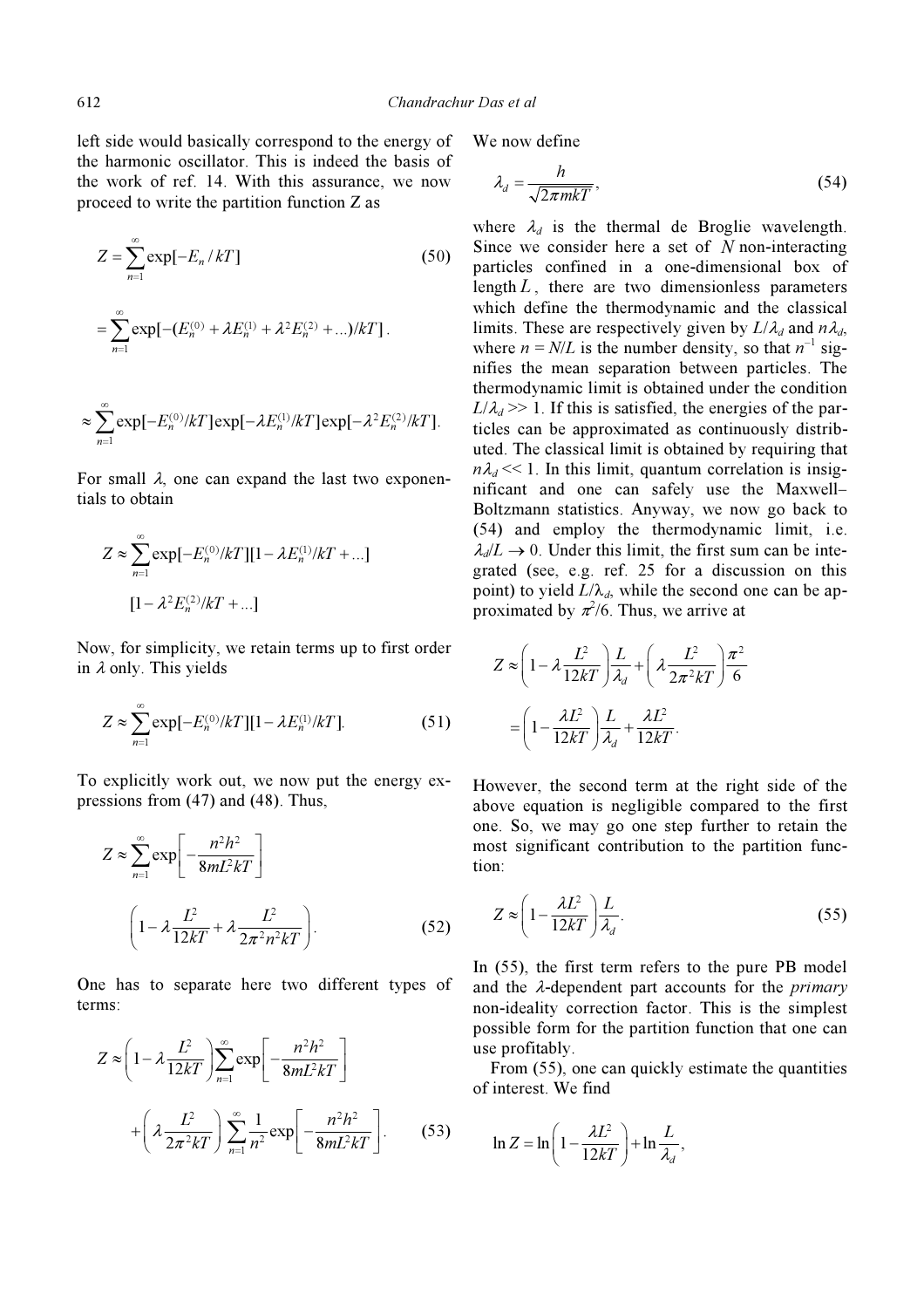left side would basically correspond to the energy of the harmonic oscillator. This is indeed the basis of the work of ref. 14. With this assurance, we now proceed to write the partition function Z as

$$Z = \sum_{n=1}^{\infty} \exp[-E_n / kT] \tag{50}$$

$$= \sum_{n=1}^{\infty} \exp[-(E_n^{(0)} + \lambda E_n^{(1)} + \lambda^2 E_n^{(2)} + ...)/kT] .$$

$$\approx \sum_{n=1}^{\infty} \exp[-E_n^{(0)}/kT] \exp[-\lambda E_n^{(1)}/kT] \exp[-\lambda^2 E_n^{(2)}/kT].$$

For small $\lambda$, one can expand the last two exponentials to obtain

$$Z \approx \sum_{n=1}^{\infty} \exp[-E_n^{(0)}/kT][1 - \lambda E_n^{(1)}/kT + ...]$$

$$[1 - \lambda^2 E_n^{(2)}/kT + ...]$$

Now, for simplicity, we retain terms up to first order in $\lambda$ only. This yields

$$Z \approx \sum_{n=1}^{\infty} \exp[-E_n^{(0)}/kT][1 - \lambda E_n^{(1)}/kT]. \tag{51}$$

To explicitly work out, we now put the energy expressions from (47) and (48). Thus,

$$Z \approx \sum_{n=1}^{\infty} \exp\left[ -\frac{n^2 h^2}{8mL^2 kT} \right]$$

$$\left( 1 - \lambda \frac{L^2}{12kT} + \lambda \frac{L^2}{2\pi^2 n^2 kT} \right). \tag{52}$$

One has to separate here two different types of terms:

$$Z \approx \left( 1 - \lambda \frac{L^2}{12kT} \right) \sum_{n=1}^{\infty} \exp\left[ -\frac{n^2 h^2}{8mL^2 kT} \right]$$

$$+ \left( \lambda \frac{L^2}{2\pi^2 kT} \right) \sum_{n=1}^{\infty} \frac{1}{n^2} \exp\left[ -\frac{n^2 h^2}{8mL^2 kT} \right]. \tag{53}$$

We now define

$$\lambda_d = \frac{h}{\sqrt{2\pi m kT}}, \tag{54}$$

where $\lambda_d$ is the thermal de Broglie wavelength. Since we consider here a set of $N$ non-interacting particles confined in a one-dimensional box of length $L$, there are two dimensionless parameters which define the thermodynamic and the classical limits. These are respectively given by $L/\lambda_d$ and $n\lambda_d$, where $n = N/L$ is the number density, so that $n^{-1}$ signifies the mean separation between particles. The thermodynamic limit is obtained under the condition $L/\lambda_d >> 1$. If this is satisfied, the energies of the particles can be approximated as continuously distributed. The classical limit is obtained by requiring that $n\lambda_d << 1$. In this limit, quantum correlation is insignificant and one can safely use the Maxwell–Boltzmann statistics. Anyway, we now go back to (54) and employ the thermodynamic limit, i.e. $\lambda_d/L \to 0$. Under this limit, the first sum can be integrated (see, e.g. ref. 25 for a discussion on this point) to yield $L/\lambda_d$, while the second one can be approximated by $\pi^2/6$. Thus, we arrive at

$$Z \approx \left( 1 - \lambda \frac{L^2}{12kT} \right) \frac{L}{\lambda_d} + \left( \lambda \frac{L^2}{2\pi^2 kT} \right) \frac{\pi^2}{6}$$

$$= \left( 1 - \frac{\lambda L^2}{12kT} \right) \frac{L}{\lambda_d} + \frac{\lambda L^2}{12kT}.$$

However, the second term at the right side of the above equation is negligible compared to the first one. So, we may go one step further to retain the most significant contribution to the partition function:

$$Z \approx \left( 1 - \frac{\lambda L^2}{12kT} \right) \frac{L}{\lambda_d}. \tag{55}$$

In (55), the first term refers to the pure PB model and the $\lambda$-dependent part accounts for the *primary* non-ideality correction factor. This is the simplest possible form for the partition function that one can use profitably.

From (55), one can quickly estimate the quantities of interest. We find

$$\ln Z = \ln \left( 1 - \frac{\lambda L^2}{12kT} \right) + \ln \frac{L}{\lambda_d},$$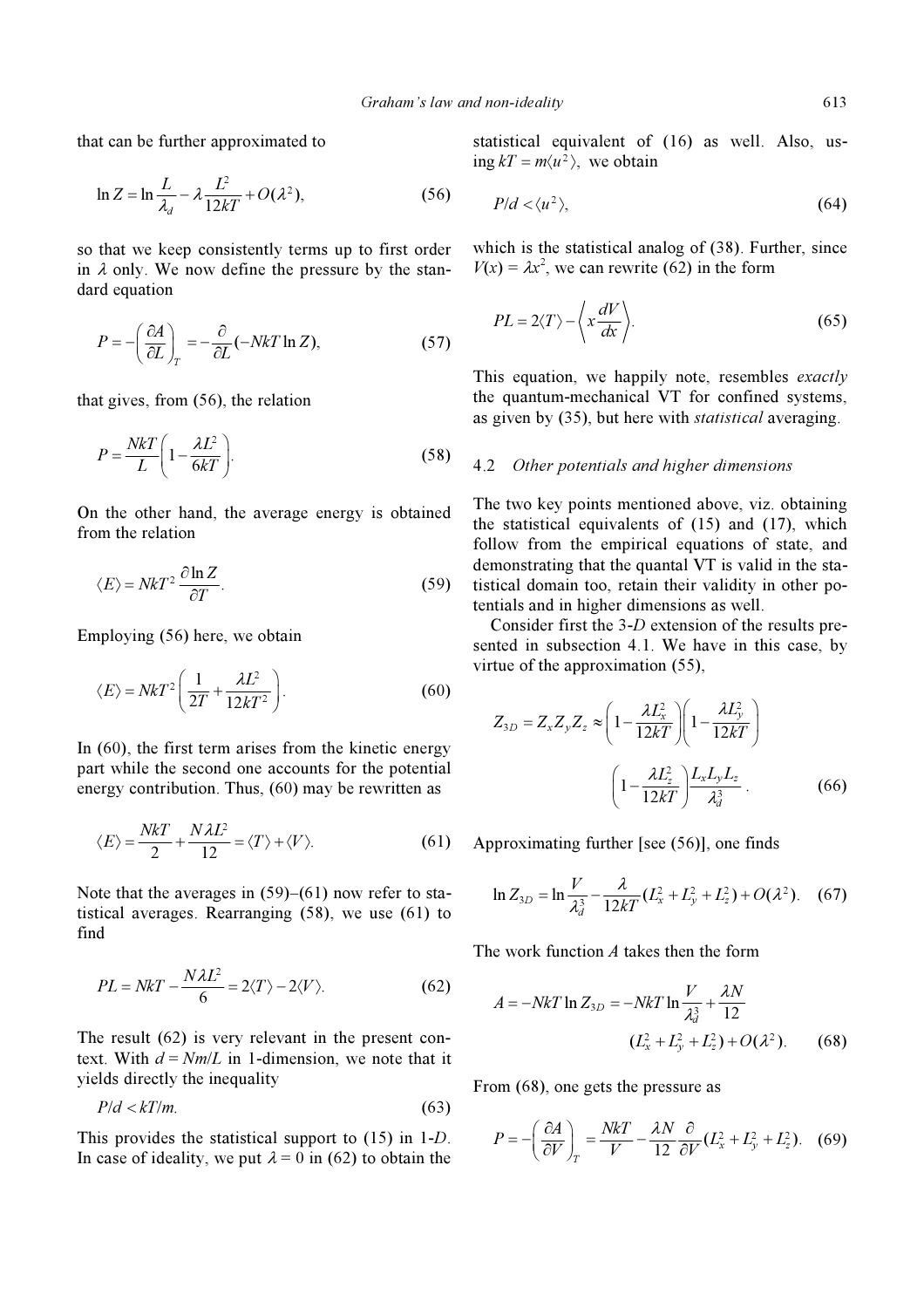that can be further approximated to

$$\ln Z = \ln \frac{L}{\lambda_d} - \lambda \frac{L^2}{12kT} + O(\lambda^2), \tag{56}$$

so that we keep consistently terms up to first order in $\lambda$ only. We now define the pressure by the standard equation

$$P = -\left(\frac{\partial A}{\partial L}\right)_T = -\frac{\partial}{\partial L}(-NkT \ln Z), \tag{57}$$

that gives, from (56), the relation

$$P = \frac{NkT}{L}\left(1 - \frac{\lambda L^2}{6kT}\right). \tag{58}$$

On the other hand, the average energy is obtained from the relation

$$\langle E \rangle = NkT^2 \frac{\partial \ln Z}{\partial T}. \tag{59}$$

Employing (56) here, we obtain

$$\langle E \rangle = NkT^2 \left(\frac{1}{2T} + \frac{\lambda L^2}{12kT^2}\right). \tag{60}$$

In (60), the first term arises from the kinetic energy part while the second one accounts for the potential energy contribution. Thus, (60) may be rewritten as

$$\langle E \rangle = \frac{NkT}{2} + \frac{N\lambda L^2}{12} = \langle T \rangle + \langle V \rangle. \tag{61}$$

Note that the averages in (59)–(61) now refer to statistical averages. Rearranging (58), we use (61) to find

$$PL = NkT - \frac{N\lambda L^2}{6} = 2\langle T \rangle - 2\langle V \rangle. \tag{62}$$

The result (62) is very relevant in the present context. With $d = Nm/L$ in 1-dimension, we note that it yields directly the inequality

$$P/d < kT/m. \tag{63}$$

This provides the statistical support to (15) in 1-*D*. In case of ideality, we put $\lambda = 0$ in (62) to obtain the statistical equivalent of (16) as well. Also, using $kT = m\langle u^2 \rangle$, we obtain

$$P/d < \langle u^2 \rangle, \tag{64}$$

which is the statistical analog of (38). Further, since $V(x) = \lambda x^2$, we can rewrite (62) in the form

$$PL = 2\langle T \rangle - \left\langle x \frac{dV}{dx} \right\rangle. \tag{65}$$

This equation, we happily note, resembles *exactly* the quantum-mechanical VT for confined systems, as given by (35), but here with *statistical* averaging.

### 4.2 *Other potentials and higher dimensions*

The two key points mentioned above, viz. obtaining the statistical equivalents of (15) and (17), which follow from the empirical equations of state, and demonstrating that the quantal VT is valid in the statistical domain too, retain their validity in other potentials and in higher dimensions as well.

Consider first the 3-*D* extension of the results presented in subsection 4.1. We have in this case, by virtue of the approximation (55),

$$Z_{3D} = Z_x Z_y Z_z \approx \left(1 - \frac{\lambda L_x^2}{12kT}\right)\left(1 - \frac{\lambda L_y^2}{12kT}\right) \left(1 - \frac{\lambda L_z^2}{12kT}\right)\frac{L_x L_y L_z}{\lambda_d^3}. \tag{66}$$

Approximating further [see (56)], one finds

$$\ln Z_{3D} = \ln \frac{V}{\lambda_d^3} - \frac{\lambda}{12kT}(L_x^2 + L_y^2 + L_z^2) + O(\lambda^2). \tag{67}$$

The work function $A$ takes then the form

$$A = -NkT \ln Z_{3D} = -NkT \ln \frac{V}{\lambda_d^3} + \frac{\lambda N}{12} (L_x^2 + L_y^2 + L_z^2) + O(\lambda^2). \tag{68}$$

From (68), one gets the pressure as

$$P = -\left(\frac{\partial A}{\partial V}\right)_T = \frac{NkT}{V} - \frac{\lambda N}{12}\frac{\partial}{\partial V}(L_x^2 + L_y^2 + L_z^2). \tag{69}$$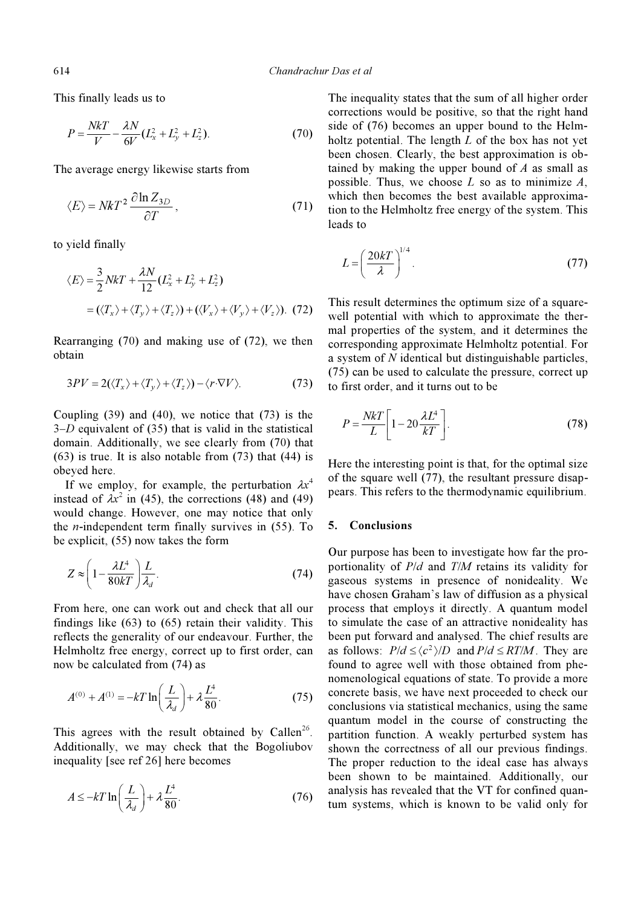This finally leads us to

$$P = \frac{NkT}{V} - \frac{\lambda N}{6V}(L_x^2 + L_y^2 + L_z^2). \tag{70}$$

The average energy likewise starts from

$$\langle E \rangle = NkT^2 \frac{\partial \ln Z_{3D}}{\partial T}, \tag{71}$$

to yield finally

$$\langle E \rangle = \frac{3}{2}NkT + \frac{\lambda N}{12}(L_x^2 + L_y^2 + L_z^2)$$
$$= (\langle T_x \rangle + \langle T_y \rangle + \langle T_z \rangle) + (\langle V_x \rangle + \langle V_y \rangle + \langle V_z \rangle). \tag{72}$$

Rearranging (70) and making use of (72), we then obtain

$$3PV = 2(\langle T_x \rangle + \langle T_y \rangle + \langle T_z \rangle) - \langle r \cdot \nabla V \rangle. \tag{73}$$

Coupling (39) and (40), we notice that (73) is the 3–$D$ equivalent of (35) that is valid in the statistical domain. Additionally, we see clearly from (70) that (63) is true. It is also notable from (73) that (44) is obeyed here.

If we employ, for example, the perturbation $\lambda x^4$ instead of $\lambda x^2$ in (45), the corrections (48) and (49) would change. However, one may notice that only the $n$-independent term finally survives in (55). To be explicit, (55) now takes the form

$$Z \approx \left(1 - \frac{\lambda L^4}{80kT}\right)\frac{L}{\lambda_d}. \tag{74}$$

From here, one can work out and check that all our findings like (63) to (65) retain their validity. This reflects the generality of our endeavour. Further, the Helmholtz free energy, correct up to first order, can now be calculated from (74) as

$$A^{(0)} + A^{(1)} = -kT \ln\left(\frac{L}{\lambda_d}\right) + \lambda \frac{L^4}{80}. \tag{75}$$

This agrees with the result obtained by Callen[26]. Additionally, we may check that the Bogoliubov inequality [see ref 26] here becomes

$$A \le -kT \ln\left(\frac{L}{\lambda_d}\right) + \lambda \frac{L^4}{80}. \tag{76}$$

The inequality states that the sum of all higher order corrections would be positive, so that the right hand side of (76) becomes an upper bound to the Helmholtz potential. The length $L$ of the box has not yet been chosen. Clearly, the best approximation is obtained by making the upper bound of $A$ as small as possible. Thus, we choose $L$ so as to minimize $A$, which then becomes the best available approximation to the Helmholtz free energy of the system. This leads to

$$L = \left(\frac{20kT}{\lambda}\right)^{1/4}. \tag{77}$$

This result determines the optimum size of a square-well potential with which to approximate the thermal properties of the system, and it determines the corresponding approximate Helmholtz potential. For a system of $N$ identical but distinguishable particles, (75) can be used to calculate the pressure, correct up to first order, and it turns out to be

$$P = \frac{NkT}{L}\left[1 - 20\frac{\lambda L^4}{kT}\right]. \tag{78}$$

Here the interesting point is that, for the optimal size of the square well (77), the resultant pressure disappears. This refers to the thermodynamic equilibrium.

## 5. Conclusions

Our purpose has been to investigate how far the proportionality of $P/d$ and $T/M$ retains its validity for gaseous systems in presence of nonideality. We have chosen Graham's law of diffusion as a physical process that employs it directly. A quantum model to simulate the case of an attractive nonideality has been put forward and analysed. The chief results are as follows: $P/d \le \langle c^2 \rangle / D$ and $P/d \le RT/M$. They are found to agree well with those obtained from phenomenological equations of state. To provide a more concrete basis, we have next proceeded to check our conclusions via statistical mechanics, using the same quantum model in the course of constructing the partition function. A weakly perturbed system has shown the correctness of all our previous findings. The proper reduction to the ideal case has always been shown to be maintained. Additionally, our analysis has revealed that the VT for confined quantum systems, which is known to be valid only for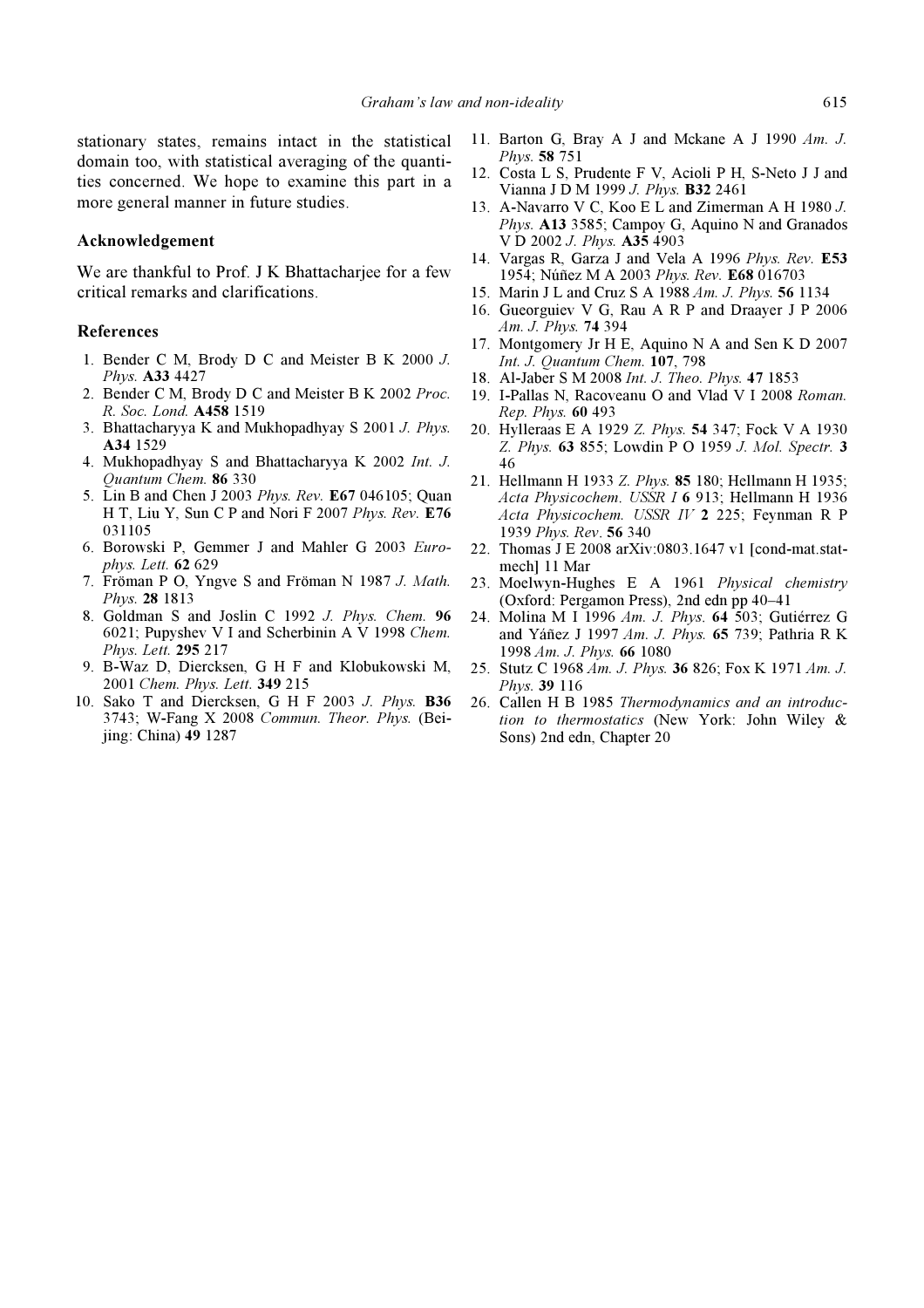stationary states, remains intact in the statistical domain too, with statistical averaging of the quantities concerned. We hope to examine this part in a more general manner in future studies.

## Acknowledgement

We are thankful to Prof. J K Bhattacharjee for a few critical remarks and clarifications.

## References

1. Bender C M, Brody D C and Meister B K 2000 *J. Phys.* **A33** 4427
2. Bender C M, Brody D C and Meister B K 2002 *Proc. R. Soc. Lond.* **A458** 1519
3. Bhattacharyya K and Mukhopadhyay S 2001 *J. Phys.* **A34** 1529
4. Mukhopadhyay S and Bhattacharyya K 2002 *Int. J. Quantum Chem.* **86** 330
5. Lin B and Chen J 2003 *Phys. Rev.* **E67** 046105; Quan H T, Liu Y, Sun C P and Nori F 2007 *Phys. Rev.* **E76** 031105
6. Borowski P, Gemmer J and Mahler G 2003 *Europhys. Lett.* **62** 629
7. Fröman P O, Yngve S and Fröman N 1987 *J. Math. Phys.* **28** 1813
8. Goldman S and Joslin C 1992 *J. Phys. Chem.* **96** 6021; Pupyshev V I and Scherbinin A V 1998 *Chem. Phys. Lett.* **295** 217
9. B-Waz D, Diercksen, G H F and Klobukowski M, 2001 *Chem. Phys. Lett.* **349** 215
10. Sako T and Diercksen, G H F 2003 *J. Phys.* **B36** 3743; W-Fang X 2008 *Commun. Theor. Phys.* (Beijing: China) **49** 1287
11. Barton G, Bray A J and Mckane A J 1990 *Am. J. Phys.* **58** 751
12. Costa L S, Prudente F V, Acioli P H, S-Neto J J and Vianna J D M 1999 *J. Phys.* **B32** 2461
13. A-Navarro V C, Koo E L and Zimerman A H 1980 *J. Phys.* **A13** 3585; Campoy G, Aquino N and Granados V D 2002 *J. Phys.* **A35** 4903
14. Vargas R, Garza J and Vela A 1996 *Phys. Rev.* **E53** 1954; Núñez M A 2003 *Phys. Rev.* **E68** 016703
15. Marin J L and Cruz S A 1988 *Am. J. Phys.* **56** 1134
16. Gueorguiev V G, Rau A R P and Draayer J P 2006 *Am. J. Phys.* **74** 394
17. Montgomery Jr H E, Aquino N A and Sen K D 2007 *Int. J. Quantum Chem.* **107**, 798
18. Al-Jaber S M 2008 *Int. J. Theo. Phys.* **47** 1853
19. I-Pallas N, Racoveanu O and Vlad V I 2008 *Roman. Rep. Phys.* **60** 493
20. Hylleraas E A 1929 *Z. Phys.* **54** 347; Fock V A 1930 *Z. Phys.* **63** 855; Lowdin P O 1959 *J. Mol. Spectr.* **3** 46
21. Hellmann H 1933 *Z. Phys.* **85** 180; Hellmann H 1935; *Acta Physicochem. USSR I* **6** 913; Hellmann H 1936 *Acta Physicochem. USSR IV* **2** 225; Feynman R P 1939 *Phys. Rev.* **56** 340
22. Thomas J E 2008 arXiv:0803.1647 v1 [cond-mat.stat-mech] 11 Mar
23. Moelwyn-Hughes E A 1961 *Physical chemistry* (Oxford: Pergamon Press), 2nd edn pp 40–41
24. Molina M I 1996 *Am. J. Phys.* **64** 503; Gutiérrez G and Yáñez J 1997 *Am. J. Phys.* **65** 739; Pathria R K 1998 *Am. J. Phys.* **66** 1080
25. Stutz C 1968 *Am. J. Phys.* **36** 826; Fox K 1971 *Am. J. Phys.* **39** 116
26. Callen H B 1985 *Thermodynamics and an introduction to thermostatics* (New York: John Wiley & Sons) 2nd edn, Chapter 20